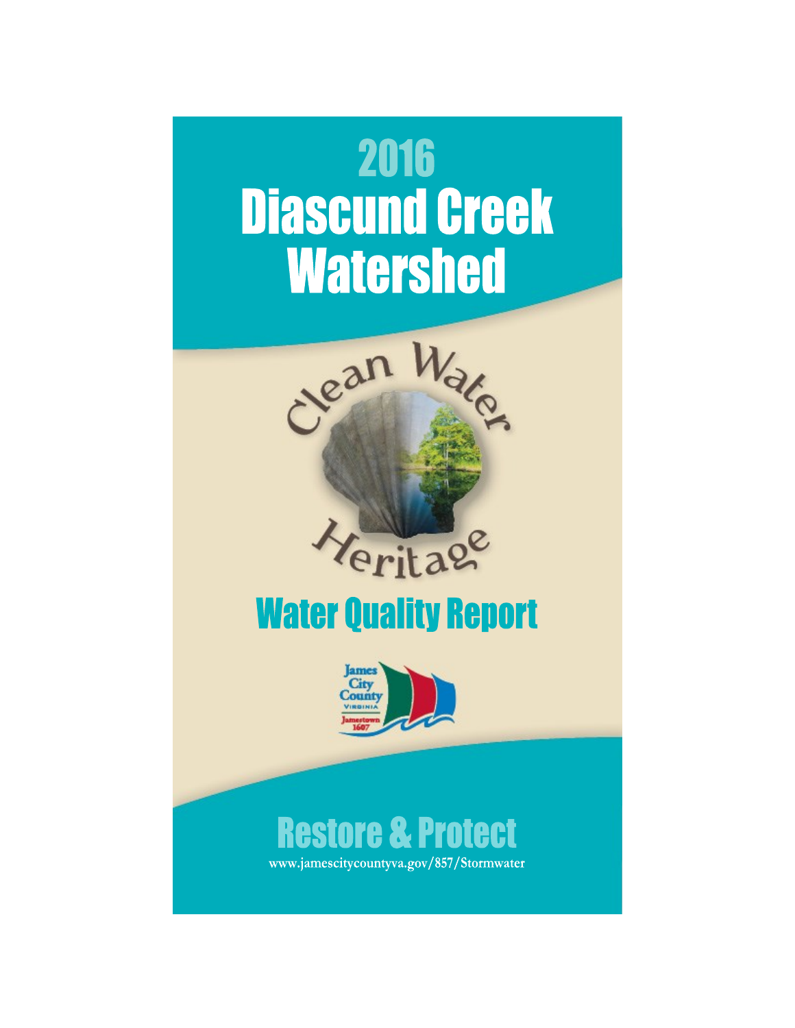# 2016 Diascund Creek Watershed

Clean Water Heritage

## Water Quality Report

James City County Virginia Jamestown 1607

## Restore & Protect

www.jamescitycountyva.gov/857/Stormwater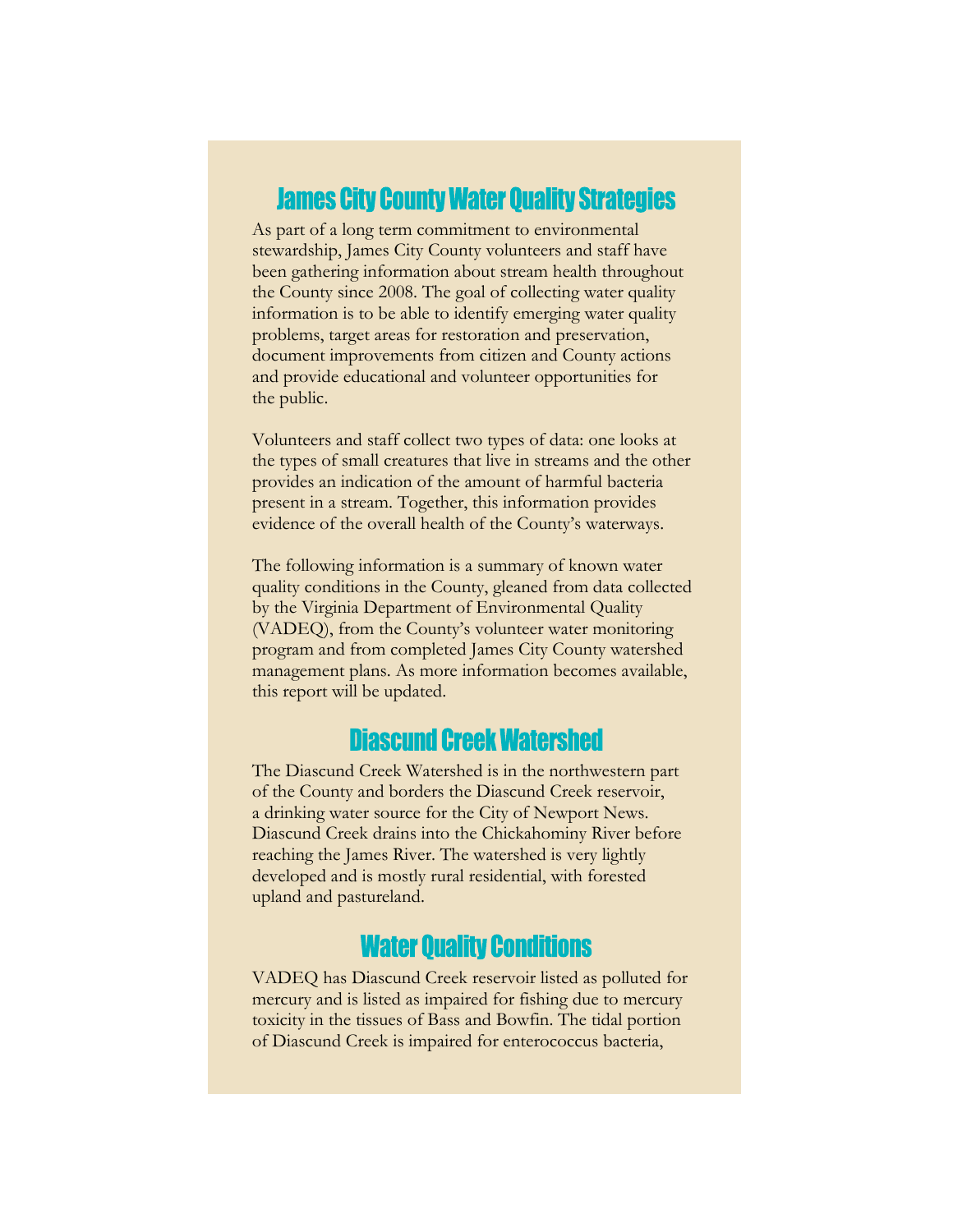## James City County Water Quality Strategies

As part of a long term commitment to environmental stewardship, James City County volunteers and staff have been gathering information about stream health throughout the County since 2008. The goal of collecting water quality information is to be able to identify emerging water quality problems, target areas for restoration and preservation, document improvements from citizen and County actions and provide educational and volunteer opportunities for the public.

Volunteers and staff collect two types of data: one looks at the types of small creatures that live in streams and the other provides an indication of the amount of harmful bacteria present in a stream. Together, this information provides evidence of the overall health of the County's waterways.

The following information is a summary of known water quality conditions in the County, gleaned from data collected by the Virginia Department of Environmental Quality (VADEQ), from the County's volunteer water monitoring program and from completed James City County watershed management plans. As more information becomes available, this report will be updated.

## Diascund Creek Watershed

The Diascund Creek Watershed is in the northwestern part of the County and borders the Diascund Creek reservoir, a drinking water source for the City of Newport News. Diascund Creek drains into the Chickahominy River before reaching the James River. The watershed is very lightly developed and is mostly rural residential, with forested upland and pastureland.

## Water Quality Conditions

VADEQ has Diascund Creek reservoir listed as polluted for mercury and is listed as impaired for fishing due to mercury toxicity in the tissues of Bass and Bowfin. The tidal portion of Diascund Creek is impaired for enterococcus bacteria,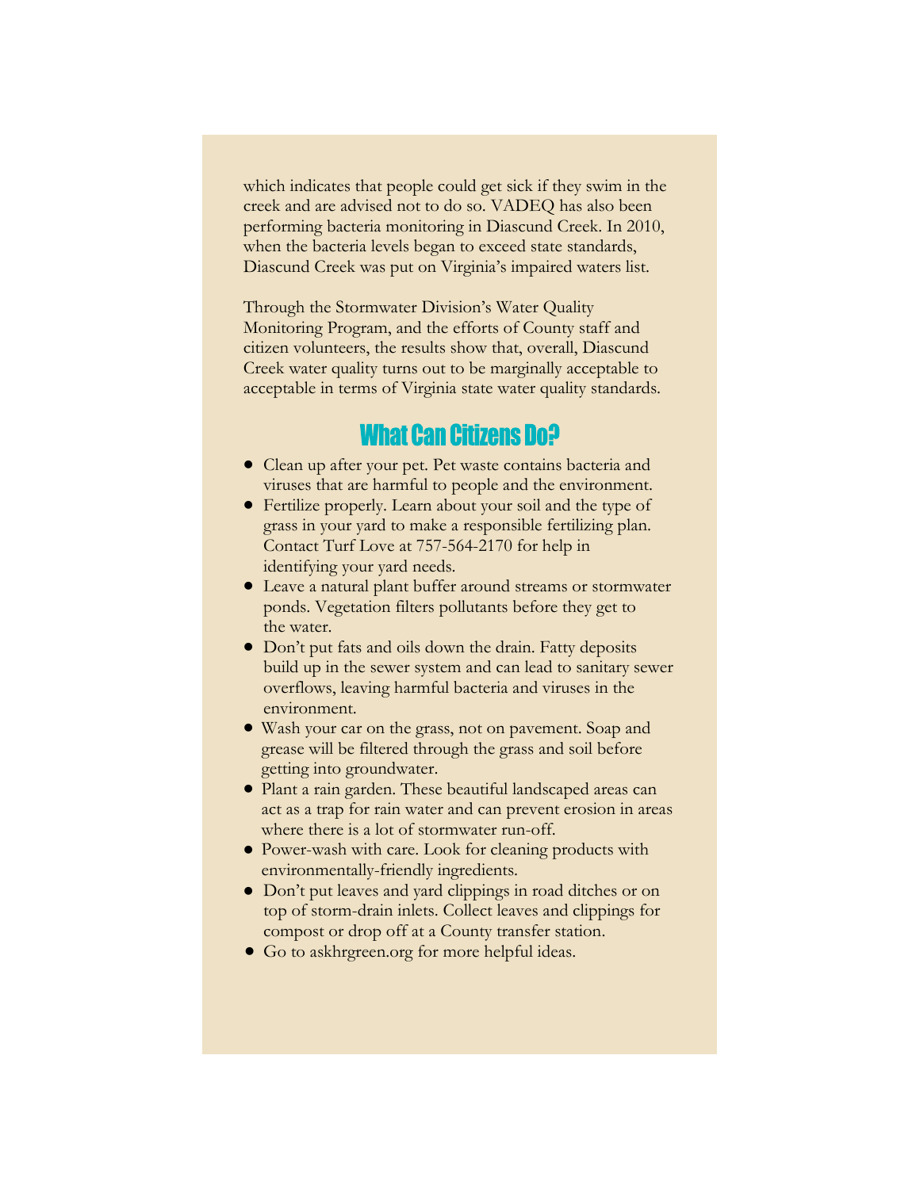which indicates that people could get sick if they swim in the creek and are advised not to do so. VADEQ has also been performing bacteria monitoring in Diascund Creek. In 2010, when the bacteria levels began to exceed state standards, Diascund Creek was put on Virginia's impaired waters list.

Through the Stormwater Division's Water Quality Monitoring Program, and the efforts of County staff and citizen volunteers, the results show that, overall, Diascund Creek water quality turns out to be marginally acceptable to acceptable in terms of Virginia state water quality standards.

## What Can Citizens Do?

- Clean up after your pet. Pet waste contains bacteria and viruses that are harmful to people and the environment.
- Fertilize properly. Learn about your soil and the type of grass in your yard to make a responsible fertilizing plan. Contact Turf Love at 757-564-2170 for help in identifying your yard needs.
- Leave a natural plant buffer around streams or stormwater ponds. Vegetation filters pollutants before they get to the water.
- Don't put fats and oils down the drain. Fatty deposits build up in the sewer system and can lead to sanitary sewer overflows, leaving harmful bacteria and viruses in the environment.
- Wash your car on the grass, not on pavement. Soap and grease will be filtered through the grass and soil before getting into groundwater.
- Plant a rain garden. These beautiful landscaped areas can act as a trap for rain water and can prevent erosion in areas where there is a lot of stormwater run-off.
- Power-wash with care. Look for cleaning products with environmentally-friendly ingredients.
- Don't put leaves and yard clippings in road ditches or on top of storm-drain inlets. Collect leaves and clippings for compost or drop off at a County transfer station.
- Go to askhrgreen.org for more helpful ideas.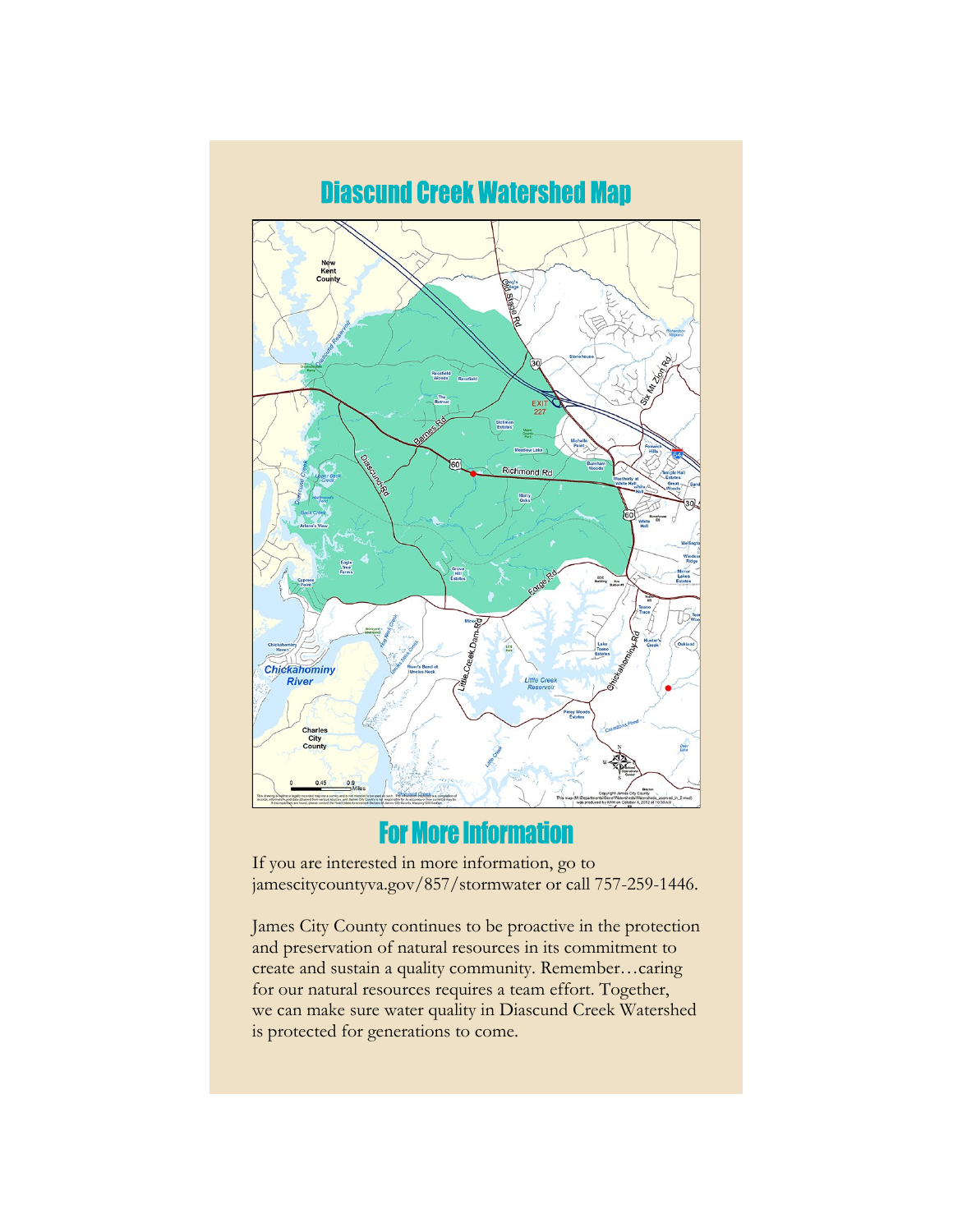## Diascund Creek Watershed Map

## For More Information

If you are interested in more information, go to jamescitycountyva.gov/857/stormwater or call 757-259-1446.

James City County continues to be proactive in the protection and preservation of natural resources in its commitment to create and sustain a quality community. Remember…caring for our natural resources requires a team effort. Together, we can make sure water quality in Diascund Creek Watershed is protected for generations to come.